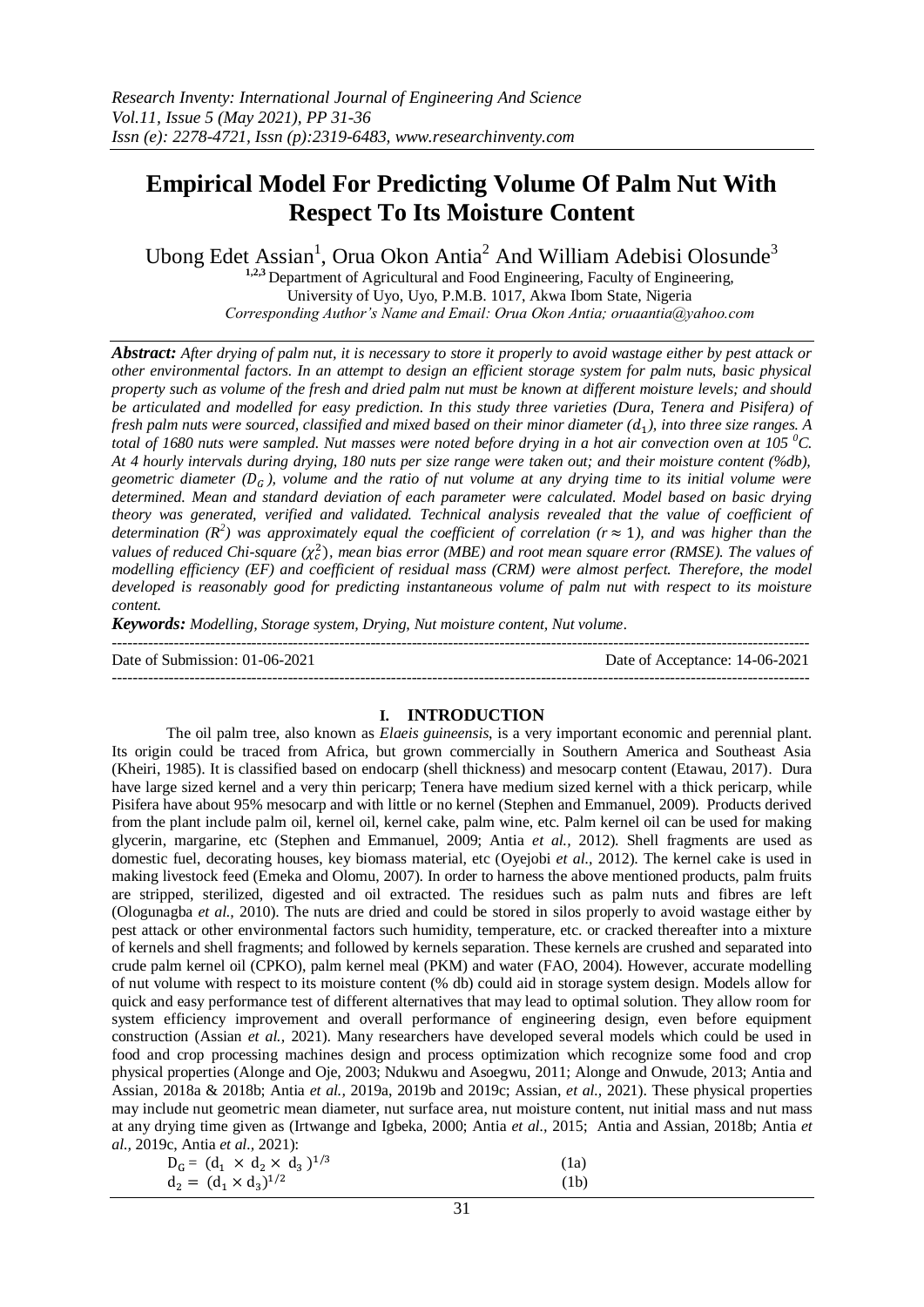# Empirical Model For Predicting Volume Of Palm Nut With Respect To Its Moisture Content

Ubong Edet Assian[1], Orua Okon Antia[2] And William Adebisi Olosunde[3]

[1,2,3] Department of Agricultural and Food Engineering, Faculty of Engineering, University of Uyo, Uyo, P.M.B. 1017, Akwa Ibom State, Nigeria

*Corresponding Author's Name and Email: Orua Okon Antia; oruaantia@yahoo.com*

***Abstract:*** *After drying of palm nut, it is necessary to store it properly to avoid wastage either by pest attack or other environmental factors. In an attempt to design an efficient storage system for palm nuts, basic physical property such as volume of the fresh and dried palm nut must be known at different moisture levels; and should be articulated and modelled for easy prediction. In this study three varieties (Dura, Tenera and Pisifera) of fresh palm nuts were sourced, classified and mixed based on their minor diameter ($d_1$), into three size ranges. A total of 1680 nuts were sampled. Nut masses were noted before drying in a hot air convection oven at 105 $^0$C. At 4 hourly intervals during drying, 180 nuts per size range were taken out; and their moisture content (%db), geometric diameter ($D_G$), volume and the ratio of nut volume at any drying time to its initial volume were determined. Mean and standard deviation of each parameter were calculated. Model based on basic drying theory was generated, verified and validated. Technical analysis revealed that the value of coefficient of determination ($R^2$) was approximately equal the coefficient of correlation ($r \approx 1$), and was higher than the values of reduced Chi-square ($\chi_c^2$), mean bias error (MBE) and root mean square error (RMSE). The values of modelling efficiency (EF) and coefficient of residual mass (CRM) were almost perfect. Therefore, the model developed is reasonably good for predicting instantaneous volume of palm nut with respect to its moisture content.*

***Keywords:*** *Modelling, Storage system, Drying, Nut moisture content, Nut volume.*

Date of Submission: 01-06-2021 | Date of Acceptance: 14-06-2021

## I. INTRODUCTION

The oil palm tree, also known as *Elaeis guineensis*, is a very important economic and perennial plant. Its origin could be traced from Africa, but grown commercially in Southern America and Southeast Asia (Kheiri, 1985). It is classified based on endocarp (shell thickness) and mesocarp content (Etawau, 2017). Dura have large sized kernel and a very thin pericarp; Tenera have medium sized kernel with a thick pericarp, while Pisifera have about 95% mesocarp and with little or no kernel (Stephen and Emmanuel, 2009). Products derived from the plant include palm oil, kernel oil, kernel cake, palm wine, etc. Palm kernel oil can be used for making glycerin, margarine, etc (Stephen and Emmanuel, 2009; Antia *et al.,* 2012). Shell fragments are used as domestic fuel, decorating houses, key biomass material, etc (Oyejobi *et al.,* 2012). The kernel cake is used in making livestock feed (Emeka and Olomu, 2007). In order to harness the above mentioned products, palm fruits are stripped, sterilized, digested and oil extracted. The residues such as palm nuts and fibres are left (Ologunagba *et al.,* 2010). The nuts are dried and could be stored in silos properly to avoid wastage either by pest attack or other environmental factors such humidity, temperature, etc. or cracked thereafter into a mixture of kernels and shell fragments; and followed by kernels separation. These kernels are crushed and separated into crude palm kernel oil (CPKO), palm kernel meal (PKM) and water (FAO, 2004). However, accurate modelling of nut volume with respect to its moisture content (% db) could aid in storage system design. Models allow for quick and easy performance test of different alternatives that may lead to optimal solution. They allow room for system efficiency improvement and overall performance of engineering design, even before equipment construction (Assian *et al.,* 2021). Many researchers have developed several models which could be used in food and crop processing machines design and process optimization which recognize some food and crop physical properties (Alonge and Oje, 2003; Ndukwu and Asoegwu, 2011; Alonge and Onwude, 2013; Antia and Assian, 2018a & 2018b; Antia *et al.,* 2019a, 2019b and 2019c; Assian, *et al.,* 2021). These physical properties may include nut geometric mean diameter, nut surface area, nut moisture content, nut initial mass and nut mass at any drying time given as (Irtwange and Igbeka, 2000; Antia *et al.,* 2015; Antia and Assian, 2018b; Antia *et al.,* 2019c, Antia *et al.,* 2021):

$$D_G = (d_1 \times d_2 \times d_3)^{1/3} \quad (1a)$$

$$d_2 = (d_1 \times d_3)^{1/2} \quad (1b)$$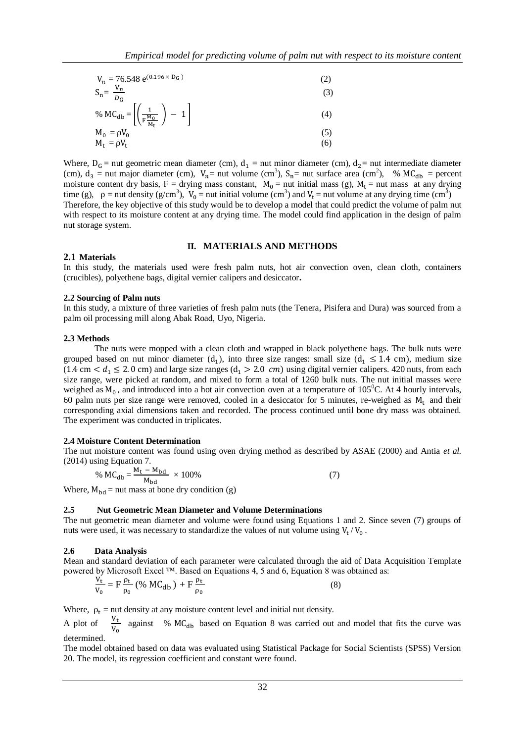$$V_n = 76.548\, e^{(0.196 \times D_G)} \quad (2)$$

$$S_n = \frac{V_n}{D_G} \quad (3)$$

$$\%\, MC_{db} = \left[\left(\frac{1}{F\frac{M_0}{M_t}}\right) - 1\right] \quad (4)$$

$$M_0 = \rho V_0 \quad (5)$$

$$M_t = \rho V_t \quad (6)$$

Where, $D_G$ = nut geometric mean diameter (cm), $d_1$ = nut minor diameter (cm), $d_2$ = nut intermediate diameter (cm), $d_3$ = nut major diameter (cm), $V_n$ = nut volume (cm$^3$), $S_n$ = nut surface area (cm$^2$), $\%\, MC_{db}$ = percent moisture content dry basis, F = drying mass constant, $M_0$ = nut initial mass (g), $M_t$ = nut mass at any drying time (g), $\rho$ = nut density (g/cm$^3$), $V_0$ = nut initial volume (cm$^3$) and $V_t$ = nut volume at any drying time (cm$^3$)

Therefore, the key objective of this study would be to develop a model that could predict the volume of palm nut with respect to its moisture content at any drying time. The model could find application in the design of palm nut storage system.

## II. MATERIALS AND METHODS

### 2.1 Materials

In this study, the materials used were fresh palm nuts, hot air convection oven, clean cloth, containers (crucibles), polyethene bags, digital vernier calipers and desiccator**.**

### 2.2 Sourcing of Palm nuts

In this study, a mixture of three varieties of fresh palm nuts (the Tenera, Pisifera and Dura) was sourced from a palm oil processing mill along Abak Road, Uyo, Nigeria.

### 2.3 Methods

The nuts were mopped with a clean cloth and wrapped in black polyethene bags. The bulk nuts were grouped based on nut minor diameter ($d_1$), into three size ranges: small size ($d_1 \leq 1.4$ cm), medium size ($1.4 \text{ cm} < d_1 \leq 2.0$ cm) and large size ranges ($d_1 > 2.0$ $cm$) using digital vernier calipers. 420 nuts, from each size range, were picked at random, and mixed to form a total of 1260 bulk nuts. The nut initial masses were weighed as $M_0$, and introduced into a hot air convection oven at a temperature of 105$^0$C. At 4 hourly intervals, 60 palm nuts per size range were removed, cooled in a desiccator for 5 minutes, re-weighed as $M_t$ and their corresponding axial dimensions taken and recorded. The process continued until bone dry mass was obtained. The experiment was conducted in triplicates.

### 2.4 Moisture Content Determination

The nut moisture content was found using oven drying method as described by ASAE (2000) and Antia *et al.* (2014) using Equation 7.

$$\%\, MC_{db} = \frac{M_t - M_{bd}}{M_{bd}} \times 100\% \quad (7)$$

Where, $M_{bd}$ = nut mass at bone dry condition (g)

### 2.5 Nut Geometric Mean Diameter and Volume Determinations

The nut geometric mean diameter and volume were found using Equations 1 and 2. Since seven (7) groups of nuts were used, it was necessary to standardize the values of nut volume using $V_t / V_0$.

### 2.6 Data Analysis

Mean and standard deviation of each parameter were calculated through the aid of Data Acquisition Template powered by Microsoft Excel ™. Based on Equations 4, 5 and 6, Equation 8 was obtained as:

$$\frac{V_t}{V_0} = F\frac{\rho_t}{\rho_0}(\%\, MC_{db}) + F\frac{\rho_t}{\rho_0} \quad (8)$$

Where, $\rho_t$ = nut density at any moisture content level and initial nut density.

A plot of $\frac{V_t}{V_0}$ against $\%\, MC_{db}$ based on Equation 8 was carried out and model that fits the curve was determined.

The model obtained based on data was evaluated using Statistical Package for Social Scientists (SPSS) Version 20. The model, its regression coefficient and constant were found.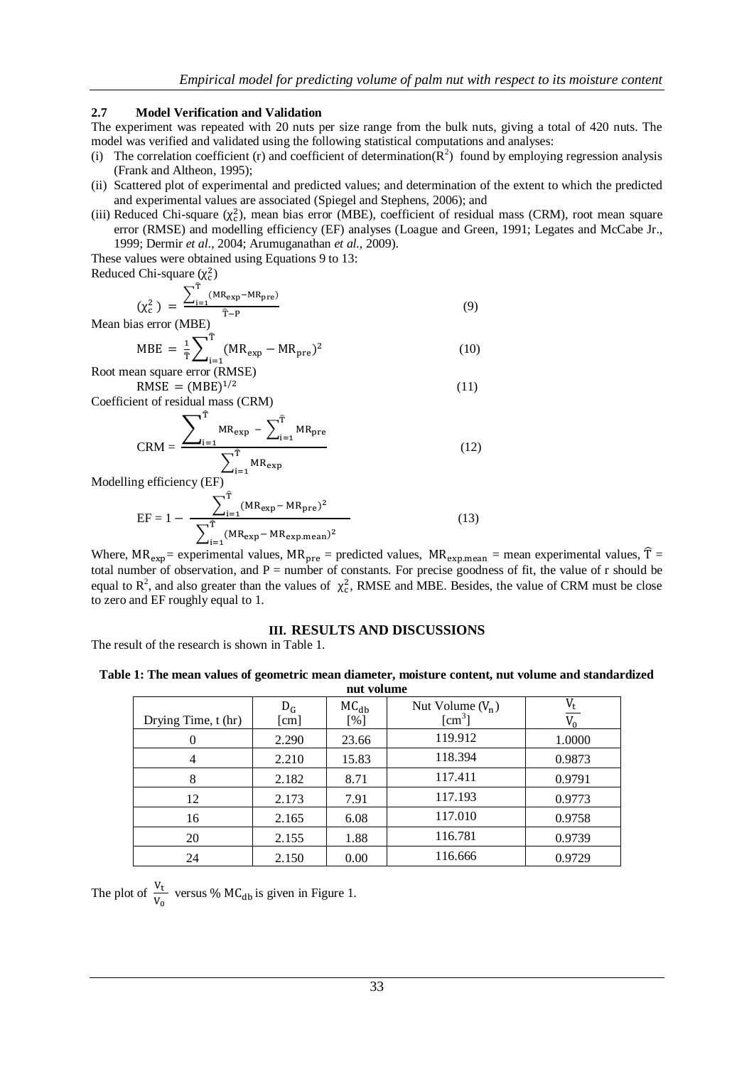### 2.7 Model Verification and Validation

The experiment was repeated with 20 nuts per size range from the bulk nuts, giving a total of 420 nuts. The model was verified and validated using the following statistical computations and analyses:

(i) The correlation coefficient (r) and coefficient of determination($R^2$) found by employing regression analysis (Frank and Altheon, 1995);

(ii) Scattered plot of experimental and predicted values; and determination of the extent to which the predicted and experimental values are associated (Spiegel and Stephens, 2006); and

(iii) Reduced Chi-square ($\chi_c^2$), mean bias error (MBE), coefficient of residual mass (CRM), root mean square error (RMSE) and modelling efficiency (EF) analyses (Loague and Green, 1991; Legates and McCabe Jr., 1999; Dermir *et al.*, 2004; Arumuganathan *et al.*, 2009).

These values were obtained using Equations 9 to 13:

Reduced Chi-square ($\chi_c^2$)

$$(\chi_c^2) = \frac{\sum_{i=1}^{\widehat{T}}(MR_{exp} - MR_{pre})}{\widehat{T} - P} \tag{9}$$

Mean bias error (MBE)

$$MBE = \frac{1}{\widehat{T}}\sum_{i=1}^{\widehat{T}}(MR_{exp} - MR_{pre})^2 \tag{10}$$

Root mean square error (RMSE)

$$RMSE = (MBE)^{1/2} \tag{11}$$

Coefficient of residual mass (CRM)

$$CRM = \frac{\sum_{i=1}^{\widehat{T}} MR_{exp} - \sum_{i=1}^{\widehat{T}} MR_{pre}}{\sum_{i=1}^{\widehat{T}} MR_{exp}} \tag{12}$$

Modelling efficiency (EF)

$$EF = 1 - \frac{\sum_{i=1}^{\widehat{T}}(MR_{exp} - MR_{pre})^2}{\sum_{i=1}^{\widehat{T}}(MR_{exp} - MR_{exp.mean})^2} \tag{13}$$

Where, $MR_{exp}$ = experimental values, $MR_{pre}$ = predicted values, $MR_{exp.mean}$ = mean experimental values, $\widehat{T}$ = total number of observation, and P = number of constants. For precise goodness of fit, the value of r should be equal to $R^2$, and also greater than the values of $\chi_c^2$, RMSE and MBE. Besides, the value of CRM must be close to zero and EF roughly equal to 1.

## III. RESULTS AND DISCUSSIONS

The result of the research is shown in Table 1.

**Table 1: The mean values of geometric mean diameter, moisture content, nut volume and standardized nut volume**

| Drying Time, t (hr) | $D_G$ [cm] | $MC_{db}$ [%] | Nut Volume ($V_n$) [$cm^3$] | $\frac{V_t}{V_0}$ |
|---|---|---|---|---|
| 0 | 2.290 | 23.66 | 119.912 | 1.0000 |
| 4 | 2.210 | 15.83 | 118.394 | 0.9873 |
| 8 | 2.182 | 8.71 | 117.411 | 0.9791 |
| 12 | 2.173 | 7.91 | 117.193 | 0.9773 |
| 16 | 2.165 | 6.08 | 117.010 | 0.9758 |
| 20 | 2.155 | 1.88 | 116.781 | 0.9739 |
| 24 | 2.150 | 0.00 | 116.666 | 0.9729 |

The plot of $\frac{V_t}{V_0}$ versus % $MC_{db}$ is given in Figure 1.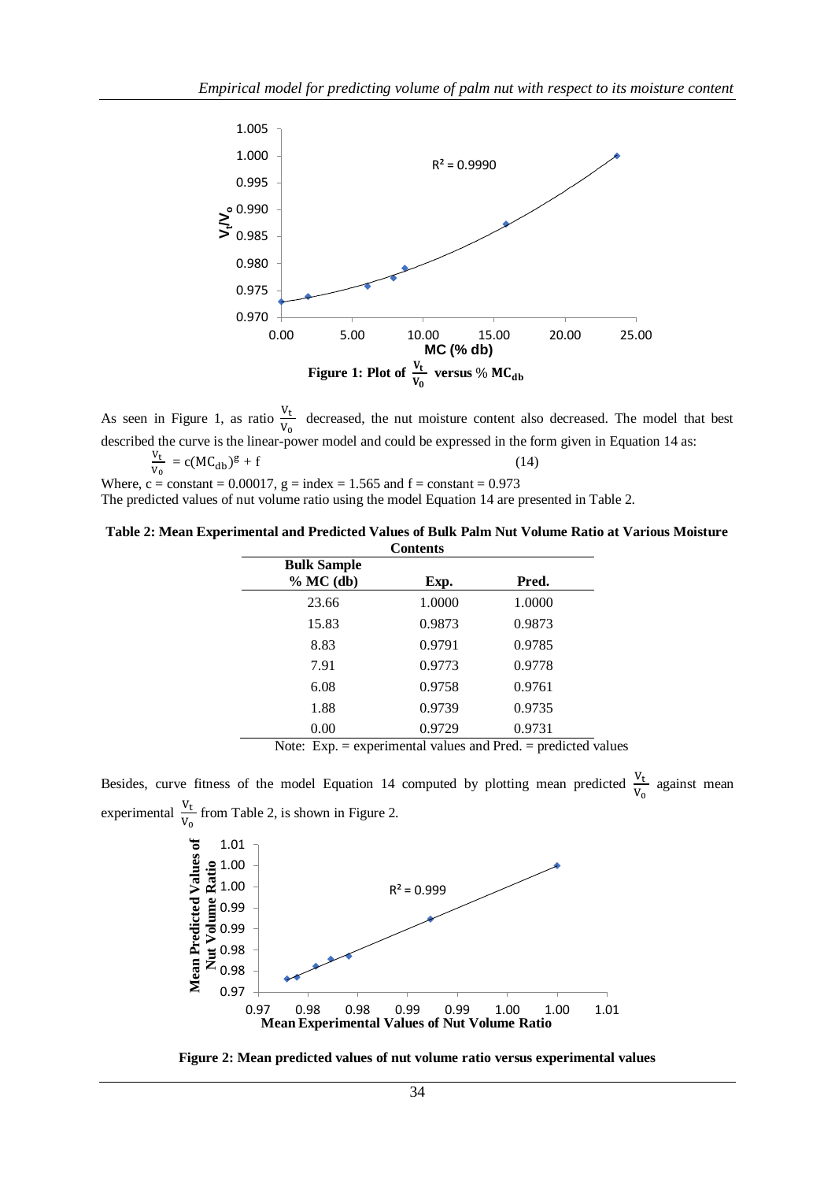Figure 1: Plot of $\frac{V_t}{V_0}$ versus % $MC_{db}$

As seen in Figure 1, as ratio $\frac{V_t}{V_0}$ decreased, the nut moisture content also decreased. The model that best described the curve is the linear-power model and could be expressed in the form given in Equation 14 as:

$$\frac{V_t}{V_0} = c(MC_{db})^g + f \tag{14}$$

Where, c = constant = 0.00017, g = index = 1.565 and f = constant = 0.973

The predicted values of nut volume ratio using the model Equation 14 are presented in Table 2.

**Table 2: Mean Experimental and Predicted Values of Bulk Palm Nut Volume Ratio at Various Moisture Contents**

| Bulk Sample % MC (db) | Exp. | Pred. |
|---|---|---|
| 23.66 | 1.0000 | 1.0000 |
| 15.83 | 0.9873 | 0.9873 |
| 8.83 | 0.9791 | 0.9785 |
| 7.91 | 0.9773 | 0.9778 |
| 6.08 | 0.9758 | 0.9761 |
| 1.88 | 0.9739 | 0.9735 |
| 0.00 | 0.9729 | 0.9731 |

Note: Exp. = experimental values and Pred. = predicted values

Besides, curve fitness of the model Equation 14 computed by plotting mean predicted $\frac{V_t}{V_0}$ against mean experimental $\frac{V_t}{V_0}$ from Table 2, is shown in Figure 2.

**Figure 2: Mean predicted values of nut volume ratio versus experimental values**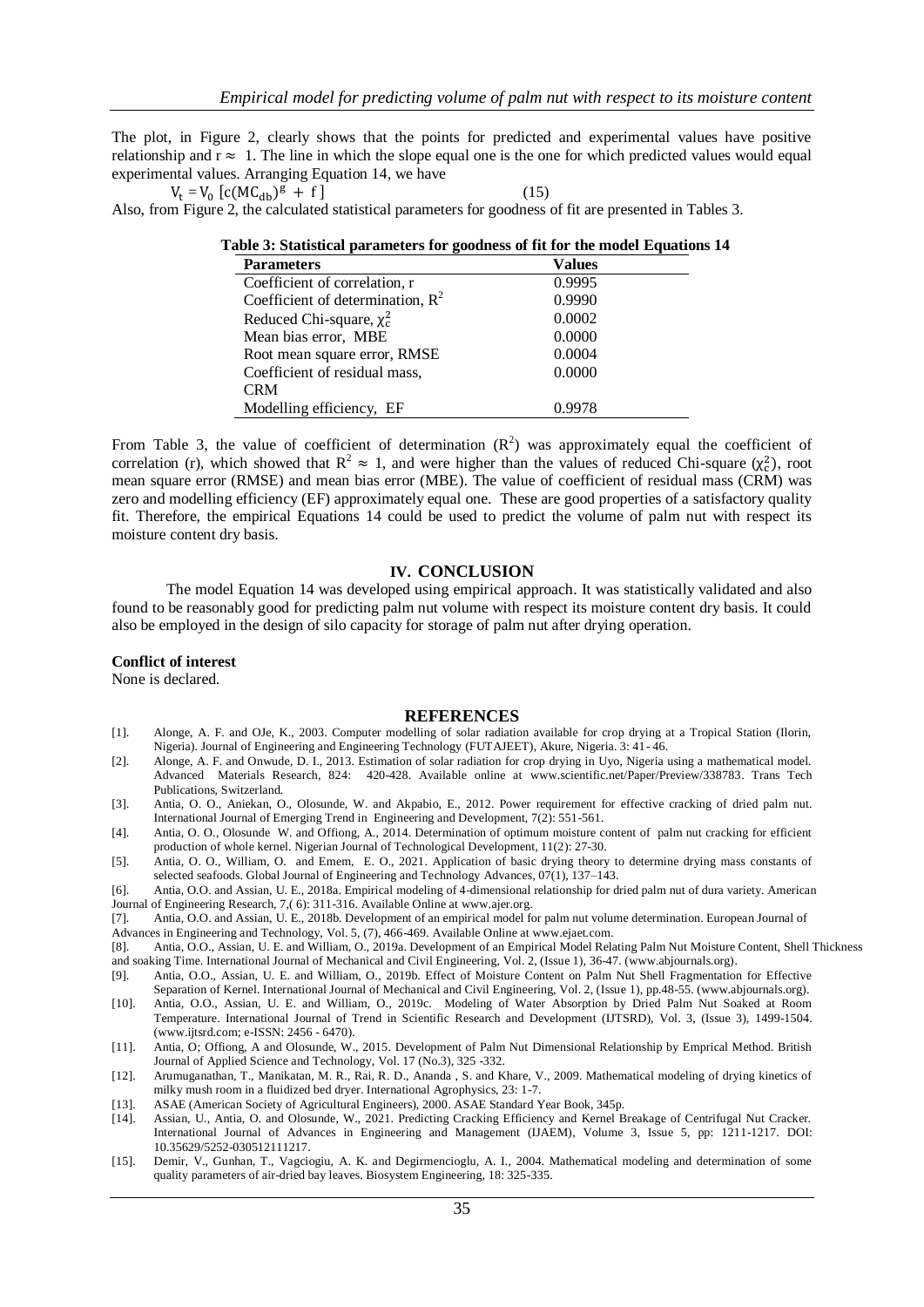The plot, in Figure 2, clearly shows that the points for predicted and experimental values have positive relationship and $r \approx 1$. The line in which the slope equal one is the one for which predicted values would equal experimental values. Arranging Equation 14, we have

$$V_t = V_0 \left[c(MC_{db})^g + f\right] \quad (15)$$

Also, from Figure 2, the calculated statistical parameters for goodness of fit are presented in Tables 3.

**Table 3: Statistical parameters for goodness of fit for the model Equations 14**

| Parameters | Values |
|---|---|
| Coefficient of correlation, r | 0.9995 |
| Coefficient of determination, $R^2$ | 0.9990 |
| Reduced Chi-square, $\chi_c^2$ | 0.0002 |
| Mean bias error, MBE | 0.0000 |
| Root mean square error, RMSE | 0.0004 |
| Coefficient of residual mass, CRM | 0.0000 |
| Modelling efficiency, EF | 0.9978 |

From Table 3, the value of coefficient of determination ($R^2$) was approximately equal the coefficient of correlation (r), which showed that $R^2 \approx 1$, and were higher than the values of reduced Chi-square ($\chi_c^2$), root mean square error (RMSE) and mean bias error (MBE). The value of coefficient of residual mass (CRM) was zero and modelling efficiency (EF) approximately equal one. These are good properties of a satisfactory quality fit. Therefore, the empirical Equations 14 could be used to predict the volume of palm nut with respect its moisture content dry basis.

## IV. CONCLUSION

The model Equation 14 was developed using empirical approach. It was statistically validated and also found to be reasonably good for predicting palm nut volume with respect its moisture content dry basis. It could also be employed in the design of silo capacity for storage of palm nut after drying operation.

**Conflict of interest**

None is declared.

## REFERENCES

[1]. Alonge, A. F. and OJe, K., 2003. Computer modelling of solar radiation available for crop drying at a Tropical Station (Ilorin, Nigeria). Journal of Engineering and Engineering Technology (FUTAJEET), Akure, Nigeria. 3: 41- 46.

[2]. Alonge, A. F. and Onwude, D. I., 2013. Estimation of solar radiation for crop drying in Uyo, Nigeria using a mathematical model. Advanced Materials Research, 824: 420-428. Available online at www.scientific.net/Paper/Preview/338783. Trans Tech Publications, Switzerland.

[3]. Antia, O. O., Aniekan, O., Olosunde, W. and Akpabio, E., 2012. Power requirement for effective cracking of dried palm nut. International Journal of Emerging Trend in Engineering and Development, 7(2): 551-561.

[4]. Antia, O. O., Olosunde W. and Offiong, A., 2014. Determination of optimum moisture content of palm nut cracking for efficient production of whole kernel. Nigerian Journal of Technological Development, 11(2): 27-30.

[5]. Antia, O. O., William, O. and Emem, E. O., 2021. Application of basic drying theory to determine drying mass constants of selected seafoods. Global Journal of Engineering and Technology Advances, 07(1), 137–143.

[6]. Antia, O.O. and Assian, U. E., 2018a. Empirical modeling of 4-dimensional relationship for dried palm nut of dura variety. American Journal of Engineering Research, 7,( 6): 311-316. Available Online at www.ajer.org.

[7]. Antia, O.O. and Assian, U. E., 2018b. Development of an empirical model for palm nut volume determination. European Journal of Advances in Engineering and Technology, Vol. 5, (7), 466-469. Available Online at www.ejaet.com.

[8]. Antia, O.O., Assian, U. E. and William, O., 2019a. Development of an Empirical Model Relating Palm Nut Moisture Content, Shell Thickness and soaking Time. International Journal of Mechanical and Civil Engineering, Vol. 2, (Issue 1), 36-47. (www.abjournals.org).

[9]. Antia, O.O., Assian, U. E. and William, O., 2019b. Effect of Moisture Content on Palm Nut Shell Fragmentation for Effective Separation of Kernel. International Journal of Mechanical and Civil Engineering, Vol. 2, (Issue 1), pp.48-55. (www.abjournals.org).

[10]. Antia, O.O., Assian, U. E. and William, O., 2019c. Modeling of Water Absorption by Dried Palm Nut Soaked at Room Temperature. International Journal of Trend in Scientific Research and Development (IJTSRD), Vol. 3, (Issue 3), 1499-1504. (www.ijtsrd.com; e-ISSN: 2456 - 6470).

[11]. Antia, O; Offiong, A and Olosunde, W., 2015. Development of Palm Nut Dimensional Relationship by Emprical Method. British Journal of Applied Science and Technology, Vol. 17 (No.3), 325 -332.

[12]. Arumuganathan, T., Manikatan, M. R., Rai, R. D., Ananda , S. and Khare, V., 2009. Mathematical modeling of drying kinetics of milky mush room in a fluidized bed dryer. International Agrophysics, 23: 1-7.

[13]. ASAE (American Society of Agricultural Engineers), 2000. ASAE Standard Year Book, 345p.

[14]. Assian, U., Antia, O. and Olosunde, W., 2021. Predicting Cracking Efficiency and Kernel Breakage of Centrifugal Nut Cracker. International Journal of Advances in Engineering and Management (IJAEM), Volume 3, Issue 5, pp: 1211-1217. DOI: 10.35629/5252-030512111217.

[15]. Demir, V., Gunhan, T., Vagciogiu, A. K. and Degirmencioglu, A. I., 2004. Mathematical modeling and determination of some quality parameters of air-dried bay leaves. Biosystem Engineering, 18: 325-335.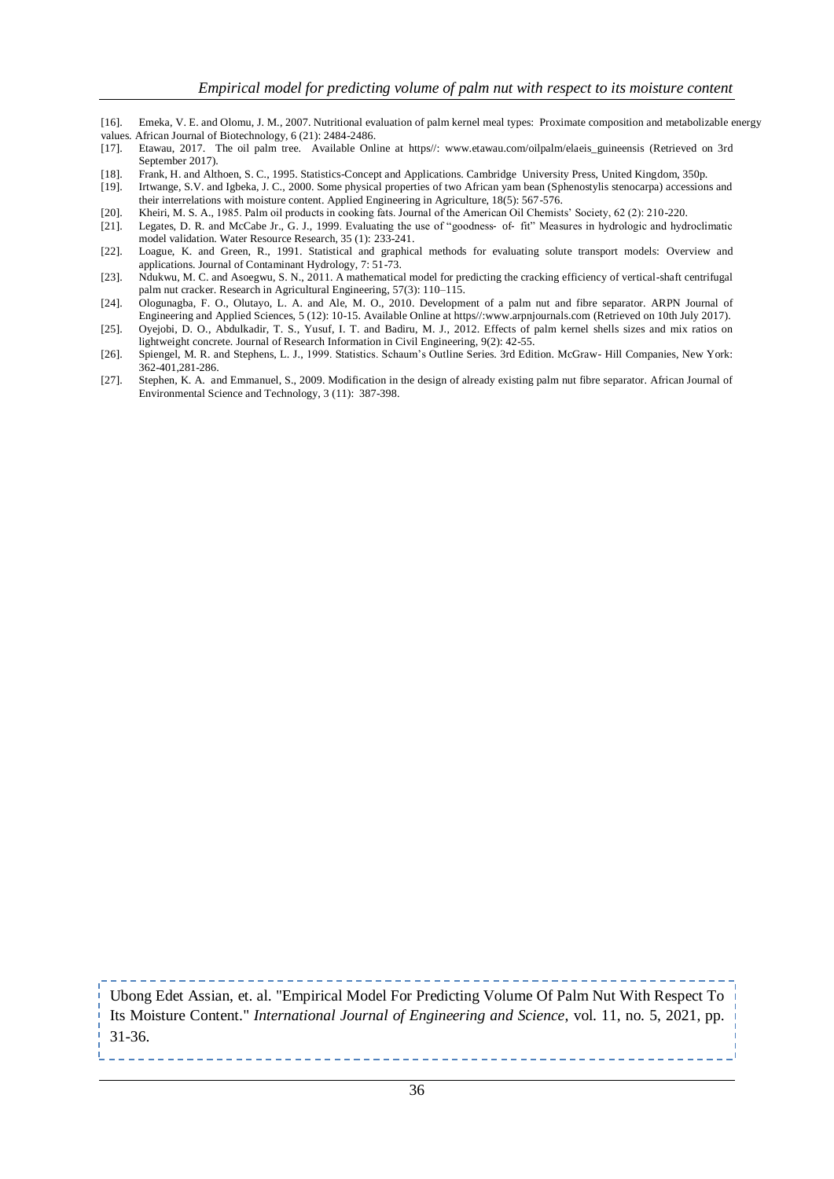[16]. Emeka, V. E. and Olomu, J. M., 2007. Nutritional evaluation of palm kernel meal types: Proximate composition and metabolizable energy values. African Journal of Biotechnology, 6 (21): 2484-2486.

[17]. Etawau, 2017. The oil palm tree. Available Online at https//: www.etawau.com/oilpalm/elaeis_guineensis (Retrieved on 3rd September 2017).

[18]. Frank, H. and Althoen, S. C., 1995. Statistics-Concept and Applications. Cambridge University Press, United Kingdom, 350p.

[19]. Irtwange, S.V. and Igbeka, J. C., 2000. Some physical properties of two African yam bean (Sphenostylis stenocarpa) accessions and their interrelations with moisture content. Applied Engineering in Agriculture, 18(5): 567-576.

[20]. Kheiri, M. S. A., 1985. Palm oil products in cooking fats. Journal of the American Oil Chemists' Society, 62 (2): 210-220.

[21]. Legates, D. R. and McCabe Jr., G. J., 1999. Evaluating the use of "goodness- of- fit" Measures in hydrologic and hydroclimatic model validation. Water Resource Research, 35 (1): 233-241.

[22]. Loague, K. and Green, R., 1991. Statistical and graphical methods for evaluating solute transport models: Overview and applications. Journal of Contaminant Hydrology, 7: 51-73.

[23]. Ndukwu, M. C. and Asoegwu, S. N., 2011. A mathematical model for predicting the cracking efficiency of vertical-shaft centrifugal palm nut cracker. Research in Agricultural Engineering, 57(3): 110–115.

[24]. Ologunagba, F. O., Olutayo, L. A. and Ale, M. O., 2010. Development of a palm nut and fibre separator. ARPN Journal of Engineering and Applied Sciences, 5 (12): 10-15. Available Online at https//:www.arpnjournals.com (Retrieved on 10th July 2017).

[25]. Oyejobi, D. O., Abdulkadir, T. S., Yusuf, I. T. and Badiru, M. J., 2012. Effects of palm kernel shells sizes and mix ratios on lightweight concrete. Journal of Research Information in Civil Engineering, 9(2): 42-55.

[26]. Spiengel, M. R. and Stephens, L. J., 1999. Statistics. Schaum's Outline Series. 3rd Edition. McGraw- Hill Companies, New York: 362-401,281-286.

[27]. Stephen, K. A. and Emmanuel, S., 2009. Modification in the design of already existing palm nut fibre separator. African Journal of Environmental Science and Technology, 3 (11): 387-398.

Ubong Edet Assian, et. al. "Empirical Model For Predicting Volume Of Palm Nut With Respect To Its Moisture Content." *International Journal of Engineering and Science*, vol. 11, no. 5, 2021, pp. 31-36.